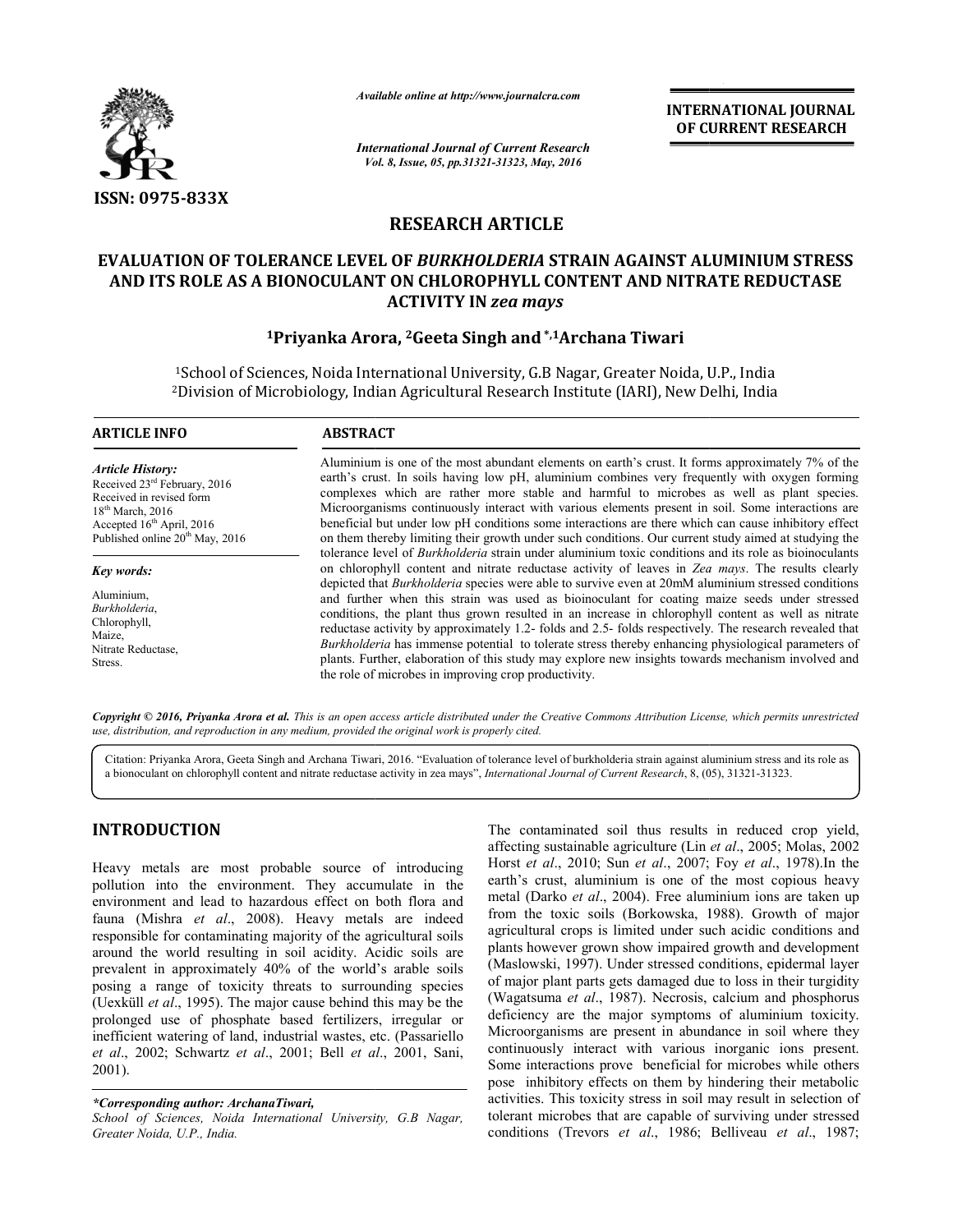# RESEARCH ARTICLE

## EVALUATION OF TOLERANCE LEVEL OF *BURKHOLDERIA* STRAIN AGAINST ALUMINIUM STRESS AND ITS ROLE AS A BIONOCULANT ON CHLOROPHYLL CONTENT AND NITRATE REDUCTASE ACTIVITY IN *zea mays*

**[1]Priyanka Arora, [2]Geeta Singh and [*,1]Archana Tiwari**

[1]School of Sciences, Noida International University, G.B Nagar, Greater Noida, U.P., India
[2]Division of Microbiology, Indian Agricultural Research Institute (IARI), New Delhi, India

### ARTICLE INFO

*Article History:*
Received 23rd February, 2016
Received in revised form
18th March, 2016
Accepted 16th April, 2016
Published online 20th May, 2016

*Key words:*
Aluminium,
*Burkholderia*,
Chlorophyll,
Maize,
Nitrate Reductase,
Stress.

### ABSTRACT

Aluminium is one of the most abundant elements on earth's crust. It forms approximately 7% of the earth's crust. In soils having low pH, aluminium combines very frequently with oxygen forming complexes which are rather more stable and harmful to microbes as well as plant species. Microorganisms continuously interact with various elements present in soil. Some interactions are beneficial but under low pH conditions some interactions are there which can cause inhibitory effect on them thereby limiting their growth under such conditions. Our current study aimed at studying the tolerance level of *Burkholderia* strain under aluminium toxic conditions and its role as bioinoculants on chlorophyll content and nitrate reductase activity of leaves in *Zea mays*. The results clearly depicted that *Burkholderia* species were able to survive even at 20mM aluminium stressed conditions and further when this strain was used as bioinoculant for coating maize seeds under stressed conditions, the plant thus grown resulted in an increase in chlorophyll content as well as nitrate reductase activity by approximately 1.2- folds and 2.5- folds respectively. The research revealed that *Burkholderia* has immense potential to tolerate stress thereby enhancing physiological parameters of plants. Further, elaboration of this study may explore new insights towards mechanism involved and the role of microbes in improving crop productivity.

*Copyright © 2016, Priyanka Arora et al. This is an open access article distributed under the Creative Commons Attribution License, which permits unrestricted use, distribution, and reproduction in any medium, provided the original work is properly cited.*

Citation: Priyanka Arora, Geeta Singh and Archana Tiwari, 2016. "Evaluation of tolerance level of burkholderia strain against aluminium stress and its role as a bionoculant on chlorophyll content and nitrate reductase activity in zea mays", *International Journal of Current Research*, 8, (05), 31321-31323.

## INTRODUCTION

Heavy metals are most probable source of introducing pollution into the environment. They accumulate in the environment and lead to hazardous effect on both flora and fauna (Mishra *et al*., 2008). Heavy metals are indeed responsible for contaminating majority of the agricultural soils around the world resulting in soil acidity. Acidic soils are prevalent in approximately 40% of the world's arable soils posing a range of toxicity threats to surrounding species (Uexküll *et al*., 1995). The major cause behind this may be the prolonged use of phosphate based fertilizers, irregular or inefficient watering of land, industrial wastes, etc. (Passariello *et al*., 2002; Schwartz *et al*., 2001; Bell *et al*., 2001, Sani, 2001).

The contaminated soil thus results in reduced crop yield, affecting sustainable agriculture (Lin *et al*., 2005; Molas, 2002 Horst *et al*., 2010; Sun *et al*., 2007; Foy *et al*., 1978).In the earth's crust, aluminium is one of the most copious heavy metal (Darko *et al*., 2004). Free aluminium ions are taken up from the toxic soils (Borkowska, 1988). Growth of major agricultural crops is limited under such acidic conditions and plants however grown show impaired growth and development (Maslowski, 1997). Under stressed conditions, epidermal layer of major plant parts gets damaged due to loss in their turgidity (Wagatsuma *et al*., 1987). Necrosis, calcium and phosphorus deficiency are the major symptoms of aluminium toxicity. Microorganisms are present in abundance in soil where they continuously interact with various inorganic ions present. Some interactions prove beneficial for microbes while others pose inhibitory effects on them by hindering their metabolic activities. This toxicity stress in soil may result in selection of tolerant microbes that are capable of surviving under stressed conditions (Trevors *et al*., 1986; Belliveau *et al*., 1987;

*\*Corresponding author: ArchanaTiwari,*
*School of Sciences, Noida International University, G.B Nagar, Greater Noida, U.P., India.*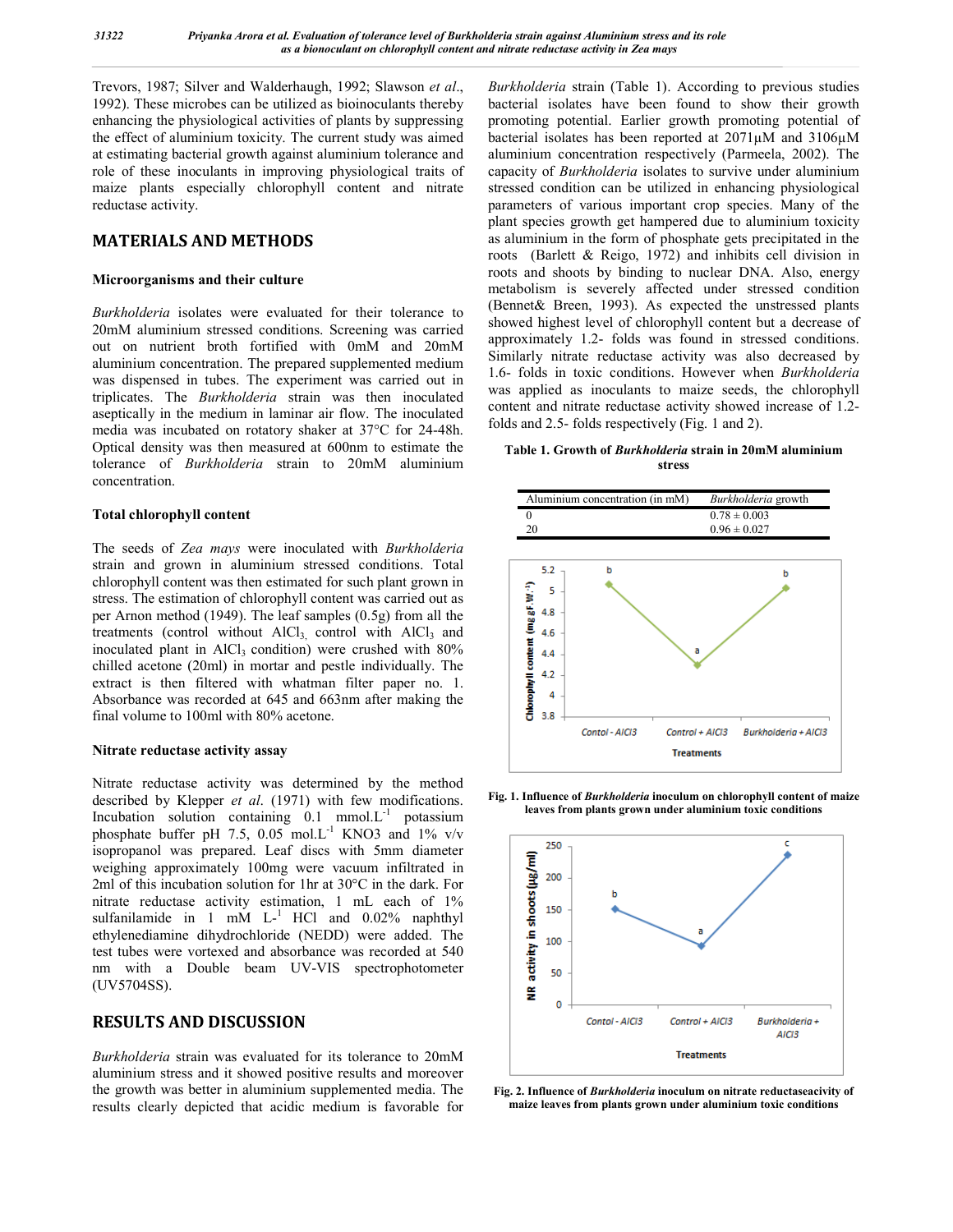Trevors, 1987; Silver and Walderhaugh, 1992; Slawson *et al*., 1992). These microbes can be utilized as bioinoculants thereby enhancing the physiological activities of plants by suppressing the effect of aluminium toxicity. The current study was aimed at estimating bacterial growth against aluminium tolerance and role of these inoculants in improving physiological traits of maize plants especially chlorophyll content and nitrate reductase activity.

## MATERIALS AND METHODS

### Microorganisms and their culture

*Burkholderia* isolates were evaluated for their tolerance to 20mM aluminium stressed conditions. Screening was carried out on nutrient broth fortified with 0mM and 20mM aluminium concentration. The prepared supplemented medium was dispensed in tubes. The experiment was carried out in triplicates. The *Burkholderia* strain was then inoculated aseptically in the medium in laminar air flow. The inoculated media was incubated on rotatory shaker at 37°C for 24-48h. Optical density was then measured at 600nm to estimate the tolerance of *Burkholderia* strain to 20mM aluminium concentration.

### Total chlorophyll content

The seeds of *Zea mays* were inoculated with *Burkholderia* strain and grown in aluminium stressed conditions. Total chlorophyll content was then estimated for such plant grown in stress. The estimation of chlorophyll content was carried out as per Arnon method (1949). The leaf samples (0.5g) from all the treatments (control without $AlCl_3$, control with $AlCl_3$ and inoculated plant in $AlCl_3$ condition) were crushed with 80% chilled acetone (20ml) in mortar and pestle individually. The extract is then filtered with whatman filter paper no. 1. Absorbance was recorded at 645 and 663nm after making the final volume to 100ml with 80% acetone.

### Nitrate reductase activity assay

Nitrate reductase activity was determined by the method described by Klepper *et al*. (1971) with few modifications. Incubation solution containing 0.1 $mmol.L^{-1}$ potassium phosphate buffer pH 7.5, 0.05 $mol.L^{-1}$ KNO3 and 1% v/v isopropanol was prepared. Leaf discs with 5mm diameter weighing approximately 100mg were vacuum infiltrated in 2ml of this incubation solution for 1hr at 30°C in the dark. For nitrate reductase activity estimation, 1 mL each of 1% sulfanilamide in 1 mM $L^{-1}$ HCl and 0.02% naphthyl ethylenediamine dihydrochloride (NEDD) were added. The test tubes were vortexed and absorbance was recorded at 540 nm with a Double beam UV-VIS spectrophotometer (UV5704SS).

## RESULTS AND DISCUSSION

*Burkholderia* strain was evaluated for its tolerance to 20mM aluminium stress and it showed positive results and moreover the growth was better in aluminium supplemented media. The results clearly depicted that acidic medium is favorable for *Burkholderia* strain (Table 1). According to previous studies bacterial isolates have been found to show their growth promoting potential. Earlier growth promoting potential of bacterial isolates has been reported at 2071µM and 3106µM aluminium concentration respectively (Parmeela, 2002). The capacity of *Burkholderia* isolates to survive under aluminium stressed condition can be utilized in enhancing physiological parameters of various important crop species. Many of the plant species growth get hampered due to aluminium toxicity as aluminium in the form of phosphate gets precipitated in the roots (Barlett & Reigo, 1972) and inhibits cell division in roots and shoots by binding to nuclear DNA. Also, energy metabolism is severely affected under stressed condition (Bennet& Breen, 1993). As expected the unstressed plants showed highest level of chlorophyll content but a decrease of approximately 1.2- folds was found in stressed conditions. Similarly nitrate reductase activity was also decreased by 1.6- folds in toxic conditions. However when *Burkholderia* was applied as inoculants to maize seeds, the chlorophyll content and nitrate reductase activity showed increase of 1.2- folds and 2.5- folds respectively (Fig. 1 and 2).

**Table 1. Growth of *Burkholderia* strain in 20mM aluminium stress**

| Aluminium concentration (in mM) | *Burkholderia* growth |
|---|---|
| 0 | 0.78 ± 0.003 |
| 20 | 0.96 ± 0.027 |

**Fig. 1. Influence of *Burkholderia* inoculum on chlorophyll content of maize leaves from plants grown under aluminium toxic conditions**

**Fig. 2. Influence of *Burkholderia* inoculum on nitrate reductaseacivity of maize leaves from plants grown under aluminium toxic conditions**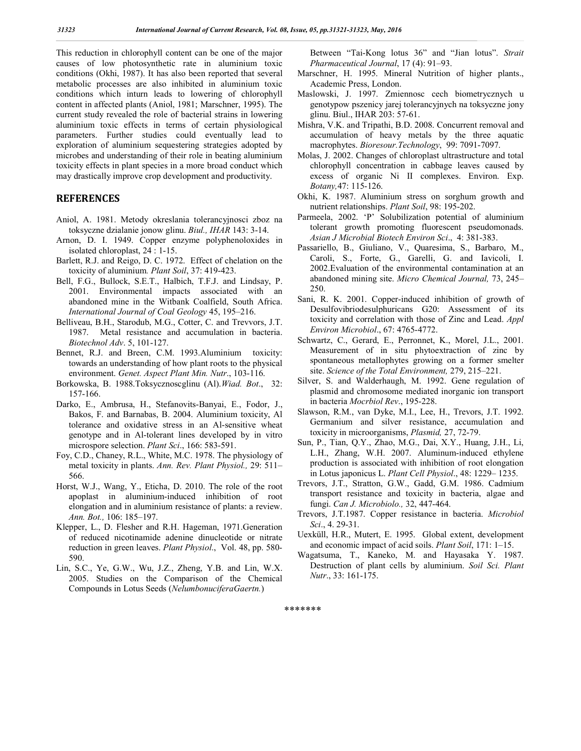This reduction in chlorophyll content can be one of the major causes of low photosynthetic rate in aluminium toxic conditions (Okhi, 1987). It has also been reported that several metabolic processes are also inhibited in aluminium toxic conditions which inturn leads to lowering of chlorophyll content in affected plants (Aniol, 1981; Marschner, 1995). The current study revealed the role of bacterial strains in lowering aluminium toxic effects in terms of certain physiological parameters. Further studies could eventually lead to exploration of aluminium sequestering strategies adopted by microbes and understanding of their role in beating aluminium toxicity effects in plant species in a more broad conduct which may drastically improve crop development and productivity.

## REFERENCES

Aniol, A. 1981. Metody okreslania tolerancyjnosci zboz na toksyczne dzialanie jonow glinu. *Biul., IHAR* 143: 3-14.

Arnon, D. I. 1949. Copper enzyme polyphenoloxides in isolated chloroplast, 24 : 1-15.

Barlett, R.J. and Reigo, D. C. 1972. Effect of chelation on the toxicity of aluminium*. Plant Soil*, 37: 419-423.

Bell, F.G., Bullock, S.E.T., Halbich, T.F.J. and Lindsay, P. 2001. Environmental impacts associated with an abandoned mine in the Witbank Coalfield, South Africa. *International Journal of Coal Geology* 45, 195–216.

Belliveau, B.H., Starodub, M.G., Cotter, C. and Trevvors, J.T. 1987. Metal resistance and accumulation in bacteria. *Biotechnol Adv*. 5, 101-127.

Bennet, R.J. and Breen, C.M. 1993.Aluminium toxicity: towards an understanding of how plant roots to the physical environment. *Genet. Aspect Plant Min. Nutr*., 103-116.

Borkowska, B. 1988.Toksycznoscglinu (Al).*Wiad. Bot*., 32: 157-166.

Darko, E., Ambrusa, H., Stefanovits-Banyai, E., Fodor, J., Bakos, F. and Barnabas, B. 2004. Aluminium toxicity, Al tolerance and oxidative stress in an Al-sensitive wheat genotype and in Al-tolerant lines developed by in vitro microspore selection. *Plant Sci*., 166: 583-591.

Foy, C.D., Chaney, R.L., White, M.C. 1978. The physiology of metal toxicity in plants. *Ann. Rev. Plant Physiol.,* 29: 511–566.

Horst, W.J., Wang, Y., Eticha, D. 2010. The role of the root apoplast in aluminium-induced inhibition of root elongation and in aluminium resistance of plants: a review. *Ann. Bot.,* 106: 185–197.

Klepper, L., D. Flesher and R.H. Hageman, 1971.Generation of reduced nicotinamide adenine dinucleotide or nitrate reduction in green leaves. *Plant Physiol*., Vol. 48, pp. 580-590.

Lin, S.C., Ye, G.W., Wu, J.Z., Zheng, Y.B. and Lin, W.X. 2005. Studies on the Comparison of the Chemical Compounds in Lotus Seeds (*NelumbonuciferaGaertn.*) Between "Tai-Kong lotus 36" and "Jian lotus". *Strait Pharmaceutical Journal*, 17 (4): 91–93.

Marschner, H. 1995. Mineral Nutrition of higher plants., Academic Press, London.

Maslowski, J. 1997. Zmiennosc cech biometrycznych u genotypow pszenicy jarej tolerancyjnych na toksyczne jony glinu. Biul., IHAR 203: 57-61.

Mishra, V.K. and Tripathi, B.D. 2008. Concurrent removal and accumulation of heavy metals by the three aquatic macrophytes. *Bioresour.Technology*, 99: 7091-7097.

Molas, J. 2002. Changes of chloroplast ultrastructure and total chlorophyll concentration in cabbage leaves caused by excess of organic Ni II complexes. Environ. Exp. *Botany,*47: 115-126.

Okhi, K. 1987. Aluminium stress on sorghum growth and nutrient relationships. *Plant Soil*, 98: 195-202.

Parmeela, 2002. 'P' Solubilization potential of aluminium tolerant growth promoting fluorescent pseudomonads. *Asian J Microbial Biotech Environ Sci*., 4: 381-383.

Passariello, B., Giuliano, V., Quaresima, S., Barbaro, M., Caroli, S., Forte, G., Garelli, G. and Iavicoli, I. 2002.Evaluation of the environmental contamination at an abandoned mining site. *Micro Chemical Journal,* 73, 245–250.

Sani, R. K. 2001. Copper-induced inhibition of growth of Desulfovibriodesulphuricans G20: Assessment of its toxicity and correlation with those of Zinc and Lead. *Appl Environ Microbiol*., 67: 4765-4772.

Schwartz, C., Gerard, E., Perronnet, K., Morel, J.L., 2001. Measurement of in situ phytoextraction of zinc by spontaneous metallophytes growing on a former smelter site. *Science of the Total Environment,* 279, 215–221.

Silver, S. and Walderhaugh, M. 1992. Gene regulation of plasmid and chromosome mediated inorganic ion transport in bacteria *Mocrbiol Rev*., 195-228.

Slawson, R.M., van Dyke, M.I., Lee, H., Trevors, J.T. 1992. Germanium and silver resistance, accumulation and toxicity in microorganisms, *Plasmid,* 27, 72-79.

Sun, P., Tian, Q.Y., Zhao, M.G., Dai, X.Y., Huang, J.H., Li, L.H., Zhang, W.H. 2007. Aluminum-induced ethylene production is associated with inhibition of root elongation in Lotus japonicus L. *Plant Cell Physiol*., 48: 1229– 1235.

Trevors, J.T., Stratton, G.W., Gadd, G.M. 1986. Cadmium transport resistance and toxicity in bacteria, algae and fungi. *Can J. Microbiolo.,* 32, 447-464.

Trevors, J.T.1987. Copper resistance in bacteria. *Microbiol Sci*., 4. 29-31.

Uexküll, H.R., Mutert, E. 1995. Global extent, development and economic impact of acid soils. *Plant Soil*, 171: 1–15.

Wagatsuma, T., Kaneko, M. and Hayasaka Y. 1987. Destruction of plant cells by aluminium. *Soil Sci. Plant Nutr*., 33: 161-175.

\*\*\*\*\*\*\*